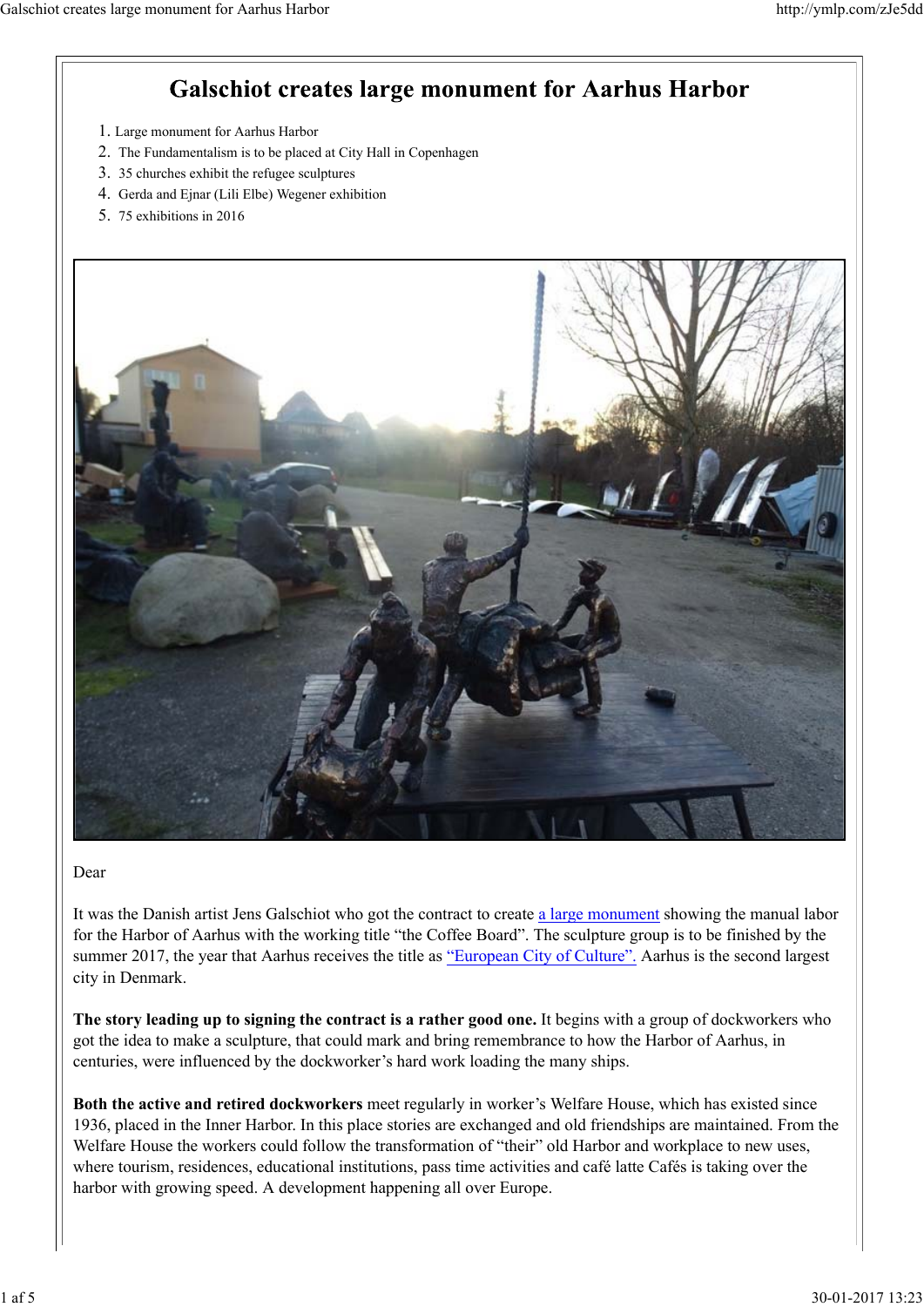# Galschiot creates large monument for Aarhus Harbor

1. Large monument for Aarhus Harbor
2. The Fundamentalism is to be placed at City Hall in Copenhagen
3. 35 churches exhibit the refugee sculptures
4. Gerda and Ejnar (Lili Elbe) Wegener exhibition
5. 75 exhibitions in 2016

Dear

It was the Danish artist Jens Galschiot who got the contract to create a large monument showing the manual labor for the Harbor of Aarhus with the working title "the Coffee Board". The sculpture group is to be finished by the summer 2017, the year that Aarhus receives the title as "European City of Culture". Aarhus is the second largest city in Denmark.

**The story leading up to signing the contract is a rather good one.** It begins with a group of dockworkers who got the idea to make a sculpture, that could mark and bring remembrance to how the Harbor of Aarhus, in centuries, were influenced by the dockworker's hard work loading the many ships.

**Both the active and retired dockworkers** meet regularly in worker's Welfare House, which has existed since 1936, placed in the Inner Harbor. In this place stories are exchanged and old friendships are maintained. From the Welfare House the workers could follow the transformation of "their" old Harbor and workplace to new uses, where tourism, residences, educational institutions, pass time activities and café latte Cafés is taking over the harbor with growing speed. A development happening all over Europe.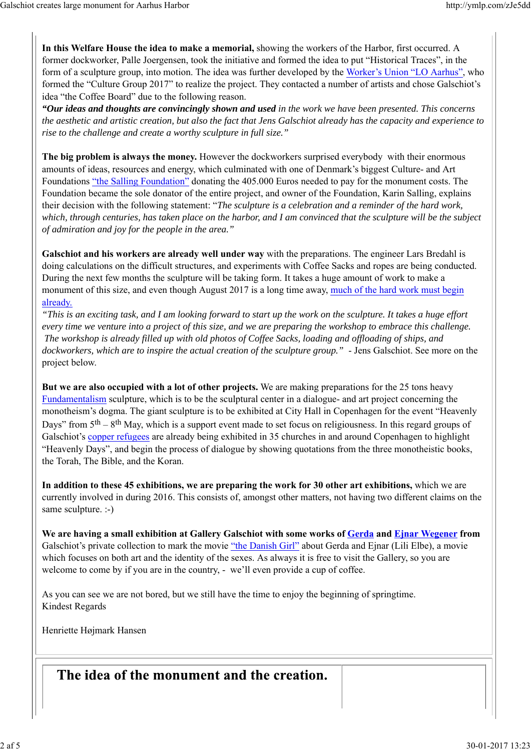**In this Welfare House the idea to make a memorial,** showing the workers of the Harbor, first occurred. A former dockworker, Palle Joergensen, took the initiative and formed the idea to put "Historical Traces", in the form of a sculpture group, into motion. The idea was further developed by the Worker's Union "LO Aarhus", who formed the "Culture Group 2017" to realize the project. They contacted a number of artists and chose Galschiot's idea "the Coffee Board" due to the following reason.

***"Our ideas and thoughts are convincingly shown and used** in the work we have been presented. This concerns the aesthetic and artistic creation, but also the fact that Jens Galschiot already has the capacity and experience to rise to the challenge and create a worthy sculpture in full size."*

**The big problem is always the money.** However the dockworkers surprised everybody with their enormous amounts of ideas, resources and energy, which culminated with one of Denmark's biggest Culture- and Art Foundations "the Salling Foundation" donating the 405.000 Euros needed to pay for the monument costs. The Foundation became the sole donator of the entire project, and owner of the Foundation, Karin Salling, explains their decision with the following statement: "*The sculpture is a celebration and a reminder of the hard work, which, through centuries, has taken place on the harbor, and I am convinced that the sculpture will be the subject of admiration and joy for the people in the area."*

**Galschiot and his workers are already well under way** with the preparations. The engineer Lars Bredahl is doing calculations on the difficult structures, and experiments with Coffee Sacks and ropes are being conducted. During the next few months the sculpture will be taking form. It takes a huge amount of work to make a monument of this size, and even though August 2017 is a long time away, much of the hard work must begin already.

*"This is an exciting task, and I am looking forward to start up the work on the sculpture. It takes a huge effort every time we venture into a project of this size, and we are preparing the workshop to embrace this challenge. The workshop is already filled up with old photos of Coffee Sacks, loading and offloading of ships, and dockworkers, which are to inspire the actual creation of the sculpture group."* - Jens Galschiot. See more on the project below.

**But we are also occupied with a lot of other projects.** We are making preparations for the 25 tons heavy Fundamentalism sculpture, which is to be the sculptural center in a dialogue- and art project concerning the monotheism's dogma. The giant sculpture is to be exhibited at City Hall in Copenhagen for the event "Heavenly Days" from 5th – 8th May, which is a support event made to set focus on religiousness. In this regard groups of Galschiot's copper refugees are already being exhibited in 35 churches in and around Copenhagen to highlight "Heavenly Days", and begin the process of dialogue by showing quotations from the three monotheistic books, the Torah, The Bible, and the Koran.

**In addition to these 45 exhibitions, we are preparing the work for 30 other art exhibitions,** which we are currently involved in during 2016. This consists of, amongst other matters, not having two different claims on the same sculpture. :-)

**We are having a small exhibition at Gallery Galschiot with some works of Gerda and Ejnar Wegener from** Galschiot's private collection to mark the movie "the Danish Girl" about Gerda and Ejnar (Lili Elbe), a movie which focuses on both art and the identity of the sexes. As always it is free to visit the Gallery, so you are welcome to come by if you are in the country, - we'll even provide a cup of coffee.

As you can see we are not bored, but we still have the time to enjoy the beginning of springtime.
Kindest Regards

Henriette Højmark Hansen

## The idea of the monument and the creation.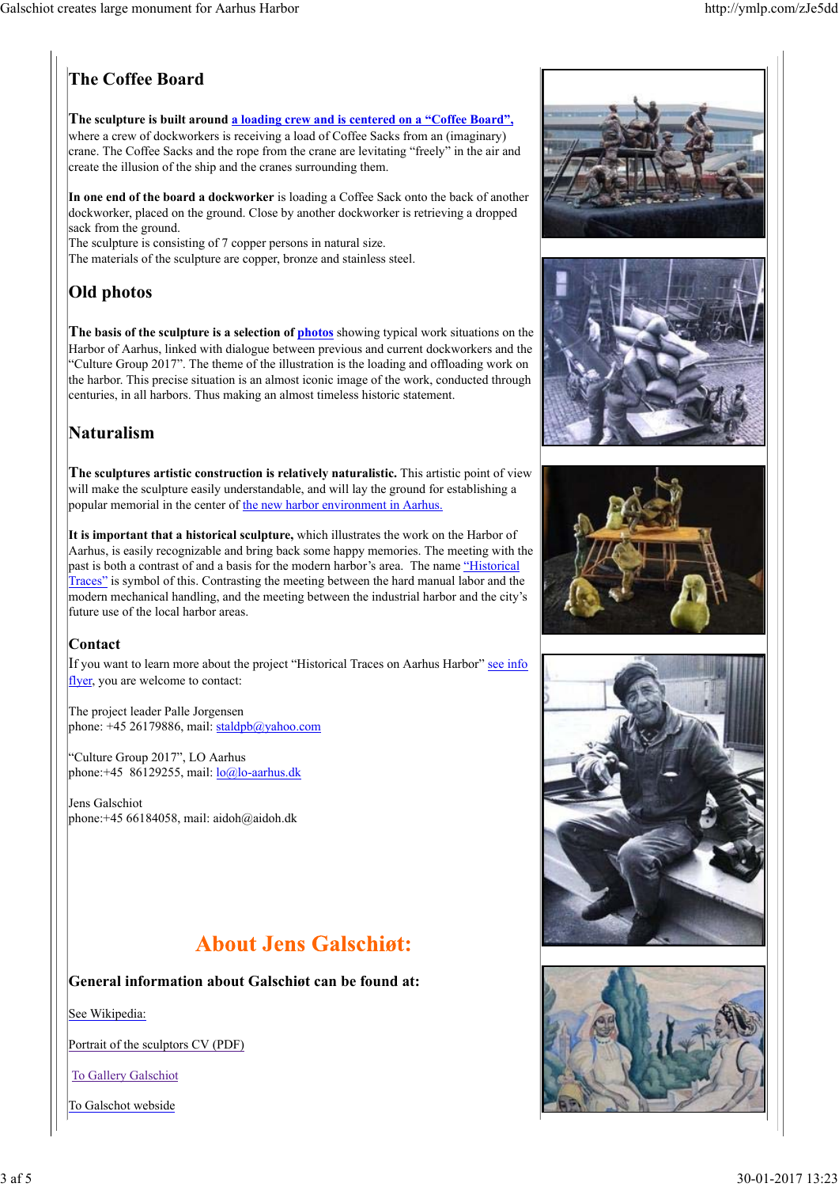## The Coffee Board

**The sculpture is built around a loading crew and is centered on a "Coffee Board",** where a crew of dockworkers is receiving a load of Coffee Sacks from an (imaginary) crane. The Coffee Sacks and the rope from the crane are levitating "freely" in the air and create the illusion of the ship and the cranes surrounding them.

**In one end of the board a dockworker** is loading a Coffee Sack onto the back of another dockworker, placed on the ground. Close by another dockworker is retrieving a dropped sack from the ground.
The sculpture is consisting of 7 copper persons in natural size.
The materials of the sculpture are copper, bronze and stainless steel.

## Old photos

**The basis of the sculpture is a selection of photos** showing typical work situations on the Harbor of Aarhus, linked with dialogue between previous and current dockworkers and the "Culture Group 2017". The theme of the illustration is the loading and offloading work on the harbor. This precise situation is an almost iconic image of the work, conducted through centuries, in all harbors. Thus making an almost timeless historic statement.

## Naturalism

**The sculptures artistic construction is relatively naturalistic.** This artistic point of view will make the sculpture easily understandable, and will lay the ground for establishing a popular memorial in the center of the new harbor environment in Aarhus.

**It is important that a historical sculpture,** which illustrates the work on the Harbor of Aarhus, is easily recognizable and bring back some happy memories. The meeting with the past is both a contrast of and a basis for the modern harbor's area. The name "Historical Traces" is symbol of this. Contrasting the meeting between the hard manual labor and the modern mechanical handling, and the meeting between the industrial harbor and the city's future use of the local harbor areas.

### Contact

If you want to learn more about the project "Historical Traces on Aarhus Harbor" see info flyer, you are welcome to contact:

The project leader Palle Jorgensen
phone: +45 26179886, mail: staldpb@yahoo.com

"Culture Group 2017", LO Aarhus
phone:+45 86129255, mail: lo@lo-aarhus.dk

Jens Galschiot
phone:+45 66184058, mail: aidoh@aidoh.dk

# About Jens Galschiøt:

### General information about Galschiøt can be found at:

See Wikipedia:

Portrait of the sculptors CV (PDF)

To Gallery Galschiot

To Galschot webside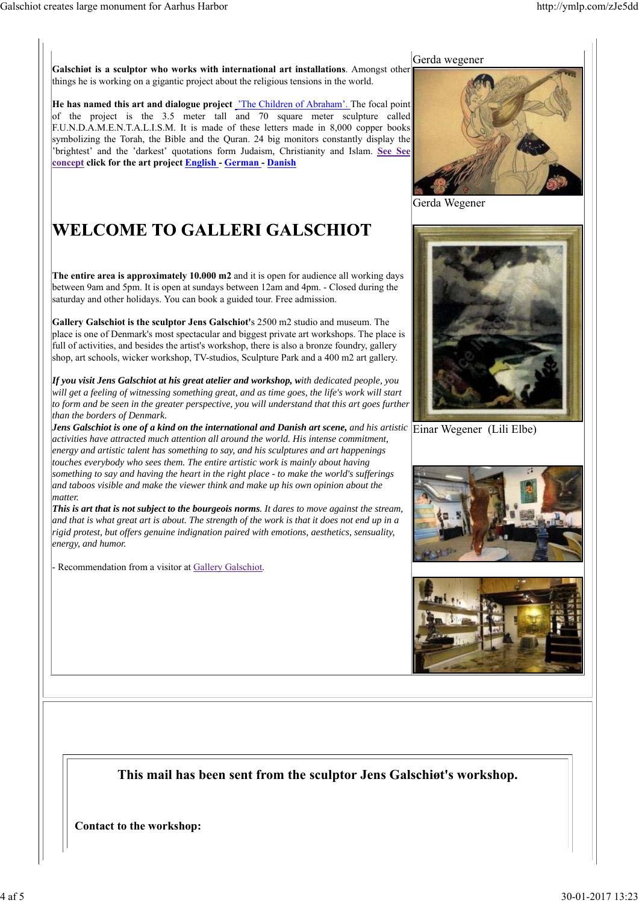**Galschiøt is a sculptor who works with international art installations**. Amongst other things he is working on a gigantic project about the religious tensions in the world.

**He has named this art and dialogue project** ’The Children of Abraham’. The focal point of the project is the 3.5 meter tall and 70 square meter sculpture called F.U.N.D.A.M.E.N.T.A.L.I.S.M. It is made of these letters made in 8,000 copper books symbolizing the Torah, the Bible and the Quran. 24 big monitors constantly display the ’brightest’ and the ’darkest’ quotations form Judaism, Christianity and Islam. **See See concept click for the art project English - German - Danish**

# WELCOME TO GALLERI GALSCHIOT

**The entire area is approximately 10.000 m2** and it is open for audience all working days between 9am and 5pm. It is open at sundays between 12am and 4pm. - Closed during the saturday and other holidays. You can book a guided tour. Free admission.

**Gallery Galschiot is the sculptor Jens Galschiot'**s 2500 m2 studio and museum. The place is one of Denmark's most spectacular and biggest private art workshops. The place is full of activities, and besides the artist's workshop, there is also a bronze foundry, gallery shop, art schools, wicker workshop, TV-studios, Sculpture Park and a 400 m2 art gallery.

***If you visit Jens Galschiot at his great atelier and workshop, w****ith dedicated people, you will get a feeling of witnessing something great, and as time goes, the life's work will start to form and be seen in the greater perspective, you will understand that this art goes further than the borders of Denmark.*

***Jens Galschiot is one of a kind on the international and Danish art scene,*** *and his artistic activities have attracted much attention all around the world. His intense commitment, energy and artistic talent has something to say, and his sculptures and art happenings touches everybody who sees them. The entire artistic work is mainly about having something to say and having the heart in the right place - to make the world's sufferings and taboos visible and make the viewer think and make up his own opinion about the matter.*

***This is art that is not subject to the bourgeois norms****. It dares to move against the stream, and that is what great art is about. The strength of the work is that it does not end up in a rigid protest, but offers genuine indignation paired with emotions, aesthetics, sensuality, energy, and humor.*

- Recommendation from a visitor at Gallery Galschiot.

Gerda wegener

Gerda Wegener

Einar Wegener (Lili Elbe)

### This mail has been sent from the sculptor Jens Galschiøt's workshop.

**Contact to the workshop:**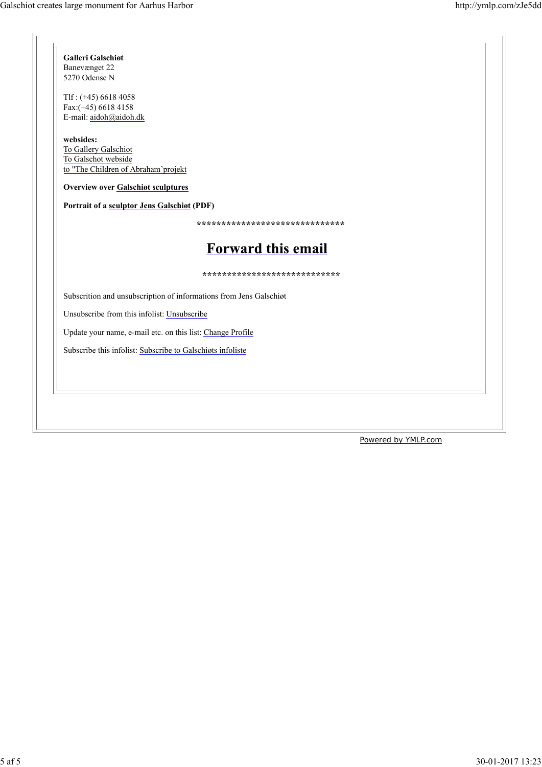**Galleri Galschiøt**
Banevænget 22
5270 Odense N

Tlf : (+45) 6618 4058
Fax:(+45) 6618 4158
E-mail: aidoh@aidoh.dk

**websides:**
To Gallery Galschiot
To Galschot webside
to "The Children of Abraham'projekt

**Overview over Galschiøt sculptures**

**Portrait of a sculptor Jens Galschiøt (PDF)**

******************************

## Forward this email

****************************

Subscrition and unsubscription of informations from Jens Galschiøt

Unsubscribe from this infolist: Unsubscribe

Update your name, e-mail etc. on this list: Change Profile

Subscribe this infolist: Subscribe to Galschiøts infoliste

Powered by YMLP.com